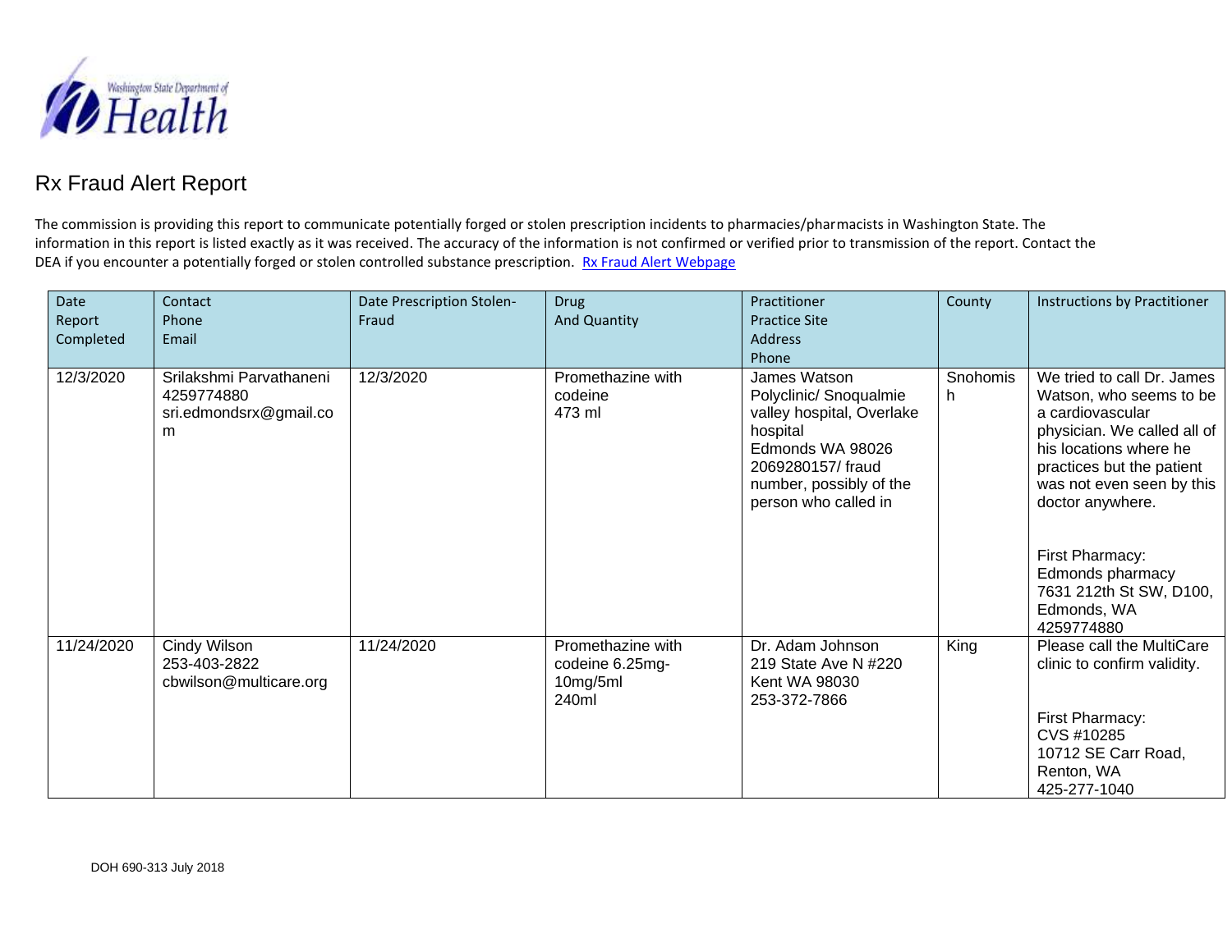Washington State Department of Health

# Rx Fraud Alert Report

The commission is providing this report to communicate potentially forged or stolen prescription incidents to pharmacies/pharmacists in Washington State. The information in this report is listed exactly as it was received. The accuracy of the information is not confirmed or verified prior to transmission of the report. Contact the DEA if you encounter a potentially forged or stolen controlled substance prescription. Rx Fraud Alert Webpage

| Date Report Completed | Contact Phone Email | Date Prescription Stolen-Fraud | Drug And Quantity | Practitioner Practice Site Address Phone | County | Instructions by Practitioner |
|---|---|---|---|---|---|---|
| 12/3/2020 | Srilakshmi Parvathaneni 4259774880 sri.edmondsrx@gmail.com | 12/3/2020 | Promethazine with codeine 473 ml | James Watson Polyclinic/ Snoqualmie valley hospital, Overlake hospital Edmonds WA 98026 2069280157/ fraud number, possibly of the person who called in | Snohomish | We tried to call Dr. James Watson, who seems to be a cardiovascular physician. We called all of his locations where he practices but the patient was not even seen by this doctor anywhere.<br><br>First Pharmacy: Edmonds pharmacy 7631 212th St SW, D100, Edmonds, WA 4259774880 |
| 11/24/2020 | Cindy Wilson 253-403-2822 cbwilson@multicare.org | 11/24/2020 | Promethazine with codeine 6.25mg-10mg/5ml 240ml | Dr. Adam Johnson 219 State Ave N #220 Kent WA 98030 253-372-7866 | King | Please call the MultiCare clinic to confirm validity.<br><br>First Pharmacy: CVS #10285 10712 SE Carr Road, Renton, WA 425-277-1040 |

DOH 690-313 July 2018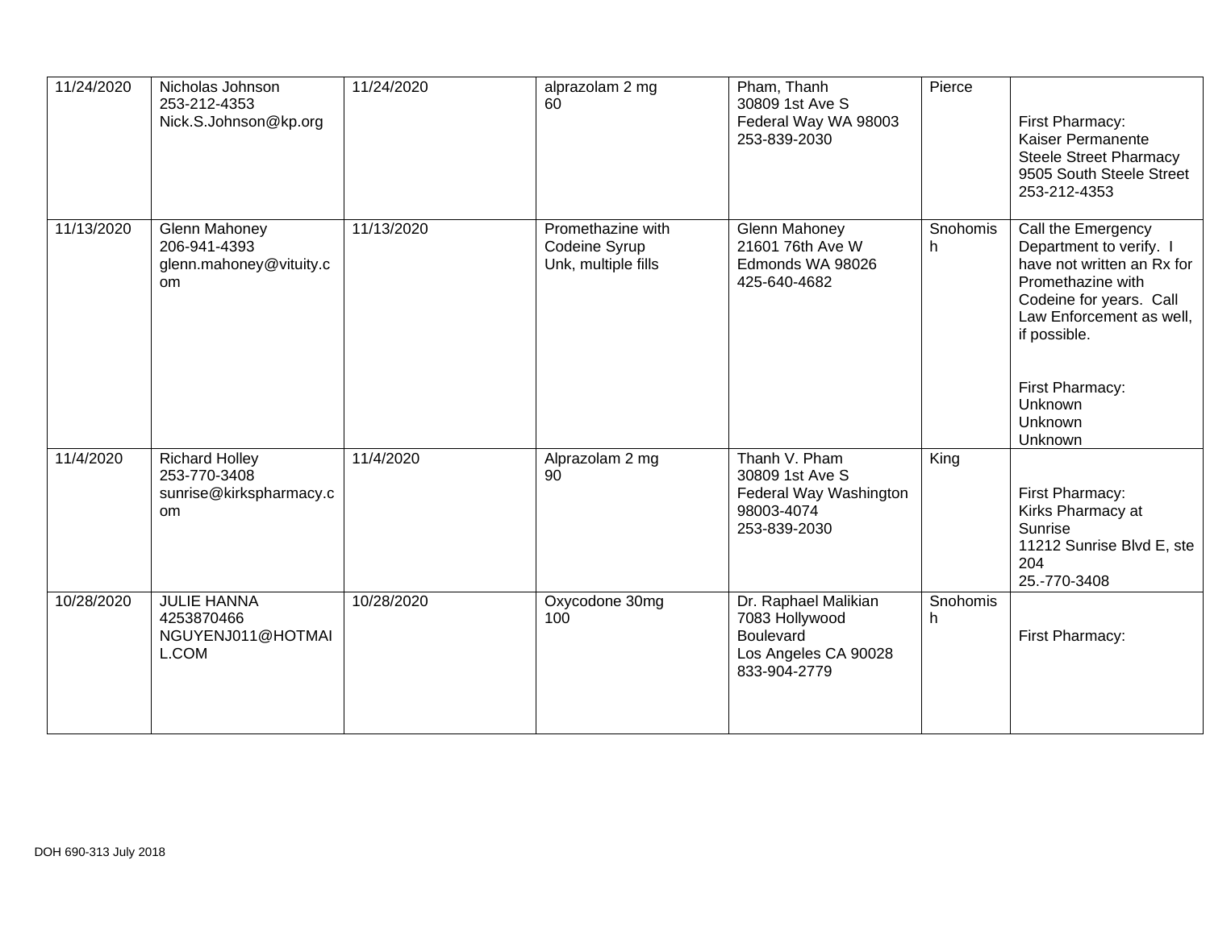| | | | | | | |
|---|---|---|---|---|---|---|
| 11/24/2020 | Nicholas Johnson<br>253-212-4353<br>Nick.S.Johnson@kp.org | 11/24/2020 | alprazolam 2 mg<br>60 | Pham, Thanh<br>30809 1st Ave S<br>Federal Way WA 98003<br>253-839-2030 | Pierce | First Pharmacy:<br>Kaiser Permanente<br>Steele Street Pharmacy<br>9505 South Steele Street<br>253-212-4353 |
| 11/13/2020 | Glenn Mahoney<br>206-941-4393<br>glenn.mahoney@vituity.com | 11/13/2020 | Promethazine with Codeine Syrup<br>Unk, multiple fills | Glenn Mahoney<br>21601 76th Ave W<br>Edmonds WA 98026<br>425-640-4682 | Snohomish | Call the Emergency Department to verify. I have not written an Rx for Promethazine with Codeine for years. Call Law Enforcement as well, if possible.<br><br>First Pharmacy:<br>Unknown<br>Unknown<br>Unknown |
| 11/4/2020 | Richard Holley<br>253-770-3408<br>sunrise@kirkspharmacy.com | 11/4/2020 | Alprazolam 2 mg<br>90 | Thanh V. Pham<br>30809 1st Ave S<br>Federal Way Washington 98003-4074<br>253-839-2030 | King | First Pharmacy:<br>Kirks Pharmacy at Sunrise<br>11212 Sunrise Blvd E, ste 204<br>25.-770-3408 |
| 10/28/2020 | JULIE HANNA<br>4253870466<br>NGUYENJ011@HOTMAIL.COM | 10/28/2020 | Oxycodone 30mg<br>100 | Dr. Raphael Malikian<br>7083 Hollywood Boulevard<br>Los Angeles CA 90028<br>833-904-2779 | Snohomish | First Pharmacy: |

DOH 690-313 July 2018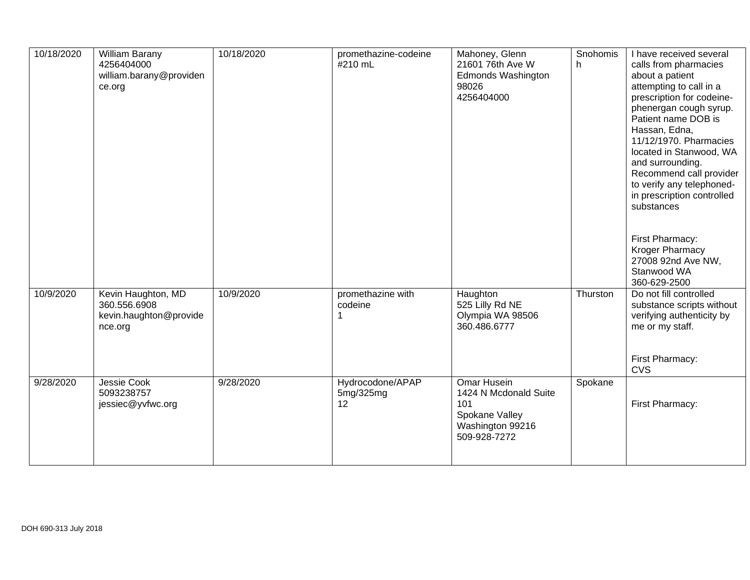| | | | | | | |
|---|---|---|---|---|---|---|
| 10/18/2020 | William Barany<br>4256404000<br>william.barany@providence.org | 10/18/2020 | promethazine-codeine<br>#210 mL | Mahoney, Glenn<br>21601 76th Ave W<br>Edmonds Washington<br>98026<br>4256404000 | Snohomish | I have received several calls from pharmacies about a patient attempting to call in a prescription for codeine-phenergan cough syrup. Patient name DOB is Hassan, Edna, 11/12/1970. Pharmacies located in Stanwood, WA and surrounding. Recommend call provider to verify any telephoned-in prescription controlled substances<br><br>First Pharmacy:<br>Kroger Pharmacy<br>27008 92nd Ave NW, Stanwood WA<br>360-629-2500 |
| 10/9/2020 | Kevin Haughton, MD<br>360.556.6908<br>kevin.haughton@providence.org | 10/9/2020 | promethazine with codeine<br>1 | Haughton<br>525 Lilly Rd NE<br>Olympia WA 98506<br>360.486.6777 | Thurston | Do not fill controlled substance scripts without verifying authenticity by me or my staff.<br><br>First Pharmacy:<br>CVS |
| 9/28/2020 | Jessie Cook<br>5093238757<br>jessiec@yvfwc.org | 9/28/2020 | Hydrocodone/APAP<br>5mg/325mg<br>12 | Omar Husein<br>1424 N Mcdonald Suite 101<br>Spokane Valley<br>Washington 99216<br>509-928-7272 | Spokane | First Pharmacy: |

DOH 690-313 July 2018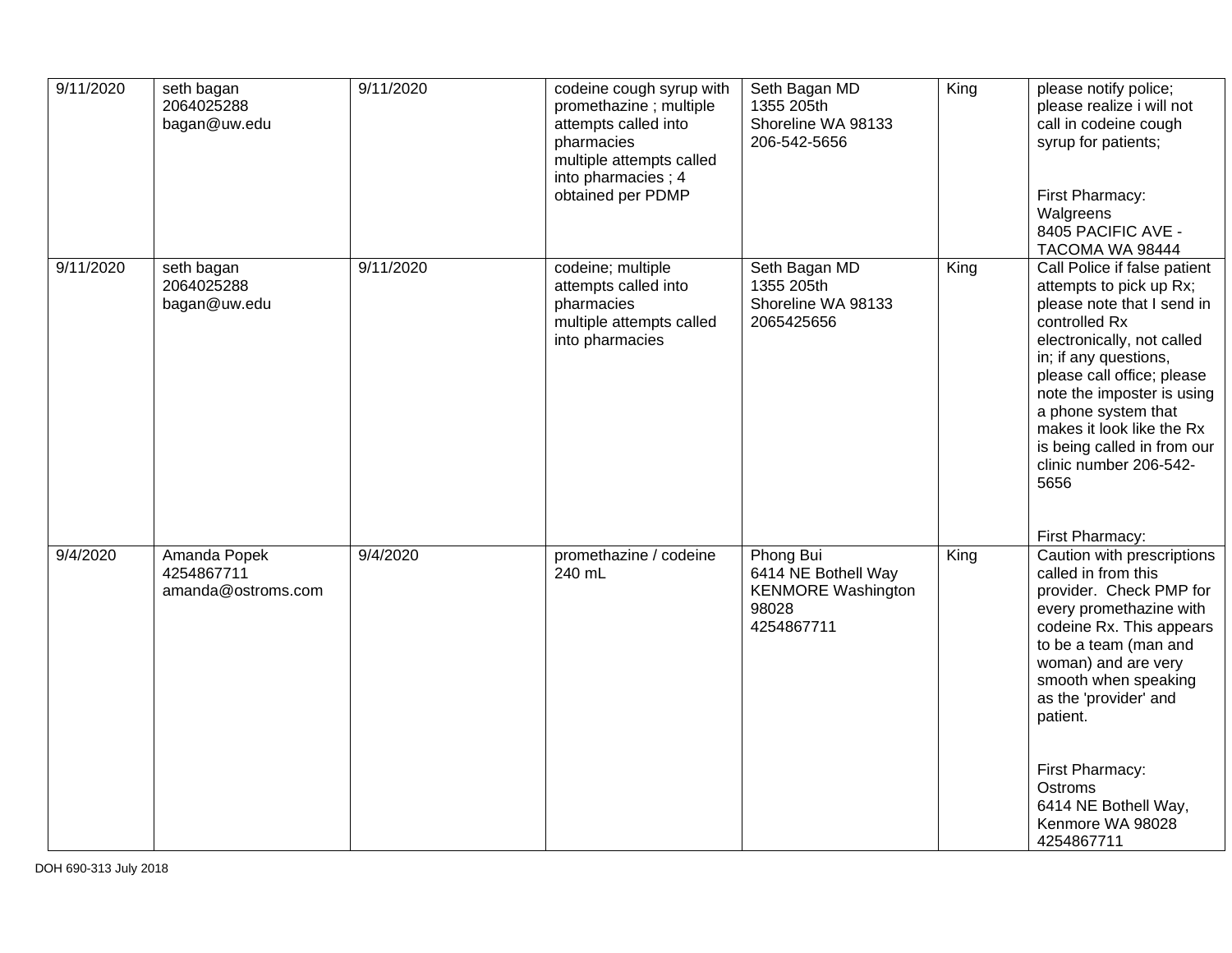| | | | | | | |
|---|---|---|---|---|---|---|
| 9/11/2020 | seth bagan<br>2064025288<br>bagan@uw.edu | 9/11/2020 | codeine cough syrup with promethazine ; multiple attempts called into pharmacies<br>multiple attempts called into pharmacies ; 4 obtained per PDMP | Seth Bagan MD<br>1355 205th<br>Shoreline WA 98133<br>206-542-5656 | King | please notify police; please realize i will not call in codeine cough syrup for patients;<br><br>First Pharmacy:<br>Walgreens<br>8405 PACIFIC AVE - TACOMA WA 98444 |
| 9/11/2020 | seth bagan<br>2064025288<br>bagan@uw.edu | 9/11/2020 | codeine; multiple attempts called into pharmacies<br>multiple attempts called into pharmacies | Seth Bagan MD<br>1355 205th<br>Shoreline WA 98133<br>2065425656 | King | Call Police if false patient attempts to pick up Rx; please note that I send in controlled Rx electronically, not called in; if any questions, please call office; please note the imposter is using a phone system that makes it look like the Rx is being called in from our clinic number 206-542-5656<br><br>First Pharmacy: |
| 9/4/2020 | Amanda Popek<br>4254867711<br>amanda@ostroms.com | 9/4/2020 | promethazine / codeine 240 mL | Phong Bui<br>6414 NE Bothell Way<br>KENMORE Washington 98028<br>4254867711 | King | Caution with prescriptions called in from this provider. Check PMP for every promethazine with codeine Rx. This appears to be a team (man and woman) and are very smooth when speaking as the 'provider' and patient.<br><br>First Pharmacy:<br>Ostroms<br>6414 NE Bothell Way, Kenmore WA 98028<br>4254867711 |

DOH 690-313 July 2018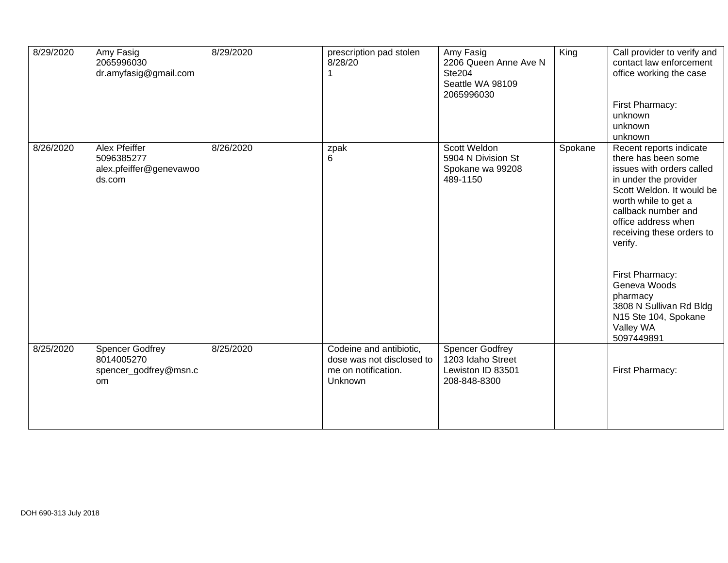| | | | | | | |
|---|---|---|---|---|---|---|
| 8/29/2020 | Amy Fasig<br>2065996030<br>dr.amyfasig@gmail.com | 8/29/2020 | prescription pad stolen<br>8/28/20<br>1 | Amy Fasig<br>2206 Queen Anne Ave N Ste204<br>Seattle WA 98109<br>2065996030 | King | Call provider to verify and contact law enforcement office working the case<br><br>First Pharmacy:<br>unknown<br>unknown<br>unknown |
| 8/26/2020 | Alex Pfeiffer<br>5096385277<br>alex.pfeiffer@genevawoods.com | 8/26/2020 | zpak<br>6 | Scott Weldon<br>5904 N Division St<br>Spokane wa 99208<br>489-1150 | Spokane | Recent reports indicate there has been some issues with orders called in under the provider Scott Weldon. It would be worth while to get a callback number and office address when receiving these orders to verify.<br><br>First Pharmacy:<br>Geneva Woods pharmacy<br>3808 N Sullivan Rd Bldg N15 Ste 104, Spokane Valley WA<br>5097449891 |
| 8/25/2020 | Spencer Godfrey<br>8014005270<br>spencer_godfrey@msn.com | 8/25/2020 | Codeine and antibiotic, dose was not disclosed to me on notification.<br>Unknown | Spencer Godfrey<br>1203 Idaho Street<br>Lewiston ID 83501<br>208-848-8300 | | First Pharmacy: |

DOH 690-313 July 2018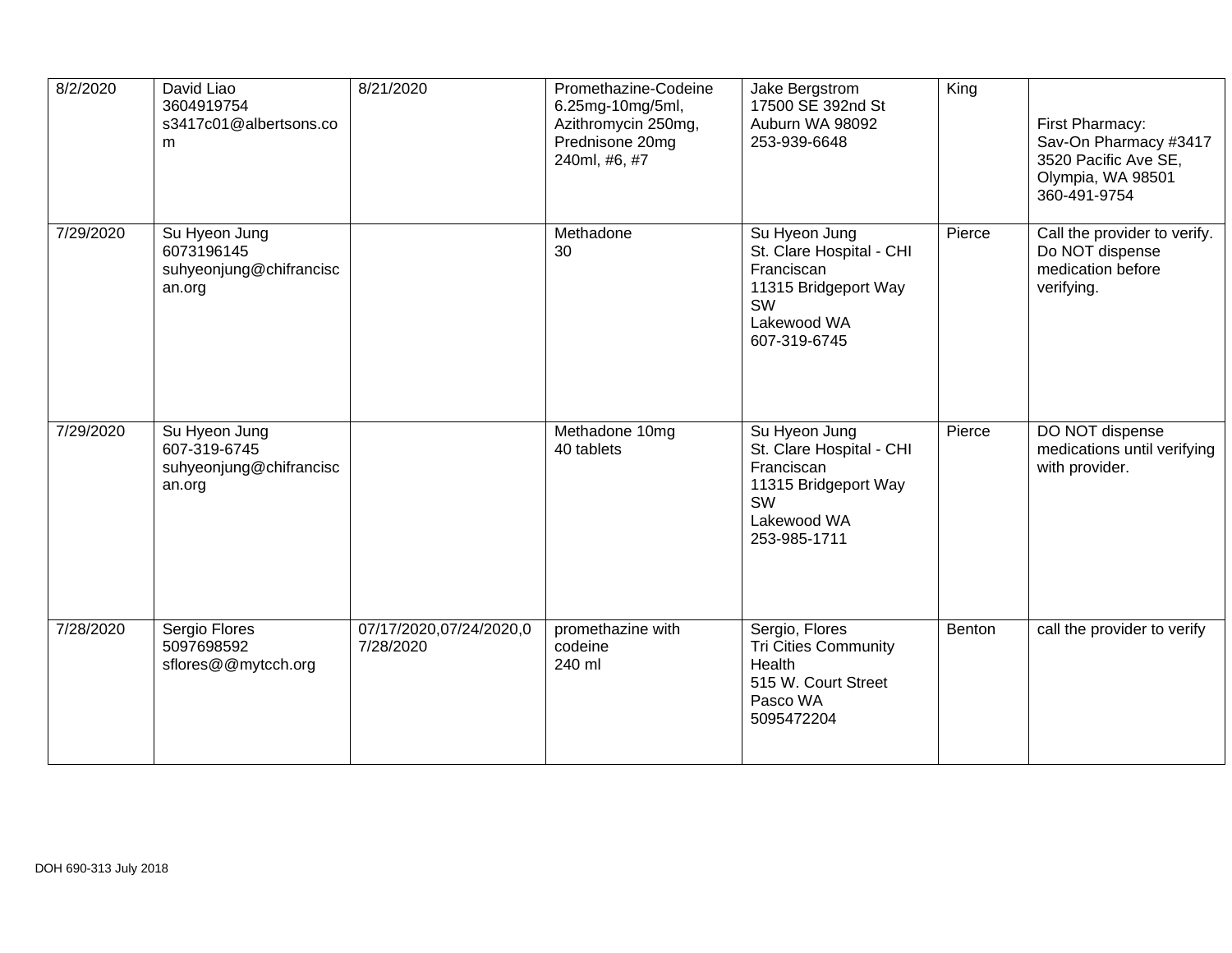| | | | | | | |
|---|---|---|---|---|---|---|
| 8/2/2020 | David Liao<br>3604919754<br>s3417c01@albertsons.com | 8/21/2020 | Promethazine-Codeine 6.25mg-10mg/5ml, Azithromycin 250mg, Prednisone 20mg<br>240ml, #6, #7 | Jake Bergstrom<br>17500 SE 392nd St<br>Auburn WA 98092<br>253-939-6648 | King | First Pharmacy:<br>Sav-On Pharmacy #3417<br>3520 Pacific Ave SE, Olympia, WA 98501<br>360-491-9754 |
| 7/29/2020 | Su Hyeon Jung<br>6073196145<br>suhyeonjung@chifranciscan.org | | Methadone<br>30 | Su Hyeon Jung<br>St. Clare Hospital - CHI Franciscan<br>11315 Bridgeport Way SW<br>Lakewood WA<br>607-319-6745 | Pierce | Call the provider to verify. Do NOT dispense medication before verifying. |
| 7/29/2020 | Su Hyeon Jung<br>607-319-6745<br>suhyeonjung@chifranciscan.org | | Methadone 10mg<br>40 tablets | Su Hyeon Jung<br>St. Clare Hospital - CHI Franciscan<br>11315 Bridgeport Way SW<br>Lakewood WA<br>253-985-1711 | Pierce | DO NOT dispense medications until verifying with provider. |
| 7/28/2020 | Sergio Flores<br>5097698592<br>sflores@@mytcch.org | 07/17/2020,07/24/2020,07/28/2020 | promethazine with codeine<br>240 ml | Sergio, Flores<br>Tri Cities Community Health<br>515 W. Court Street<br>Pasco WA<br>5095472204 | Benton | call the provider to verify |

DOH 690-313 July 2018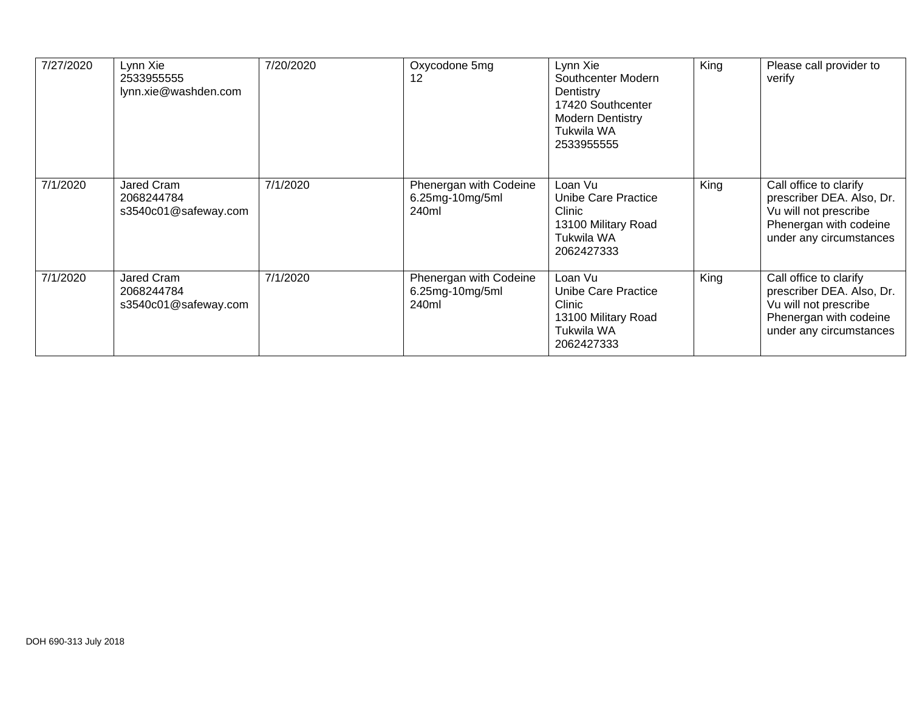| | | | | | | |
|---|---|---|---|---|---|---|
| 7/27/2020 | Lynn Xie<br>2533955555<br>lynn.xie@washden.com | 7/20/2020 | Oxycodone 5mg<br>12 | Lynn Xie<br>Southcenter Modern Dentistry<br>17420 Southcenter Modern Dentistry<br>Tukwila WA<br>2533955555 | King | Please call provider to verify |
| 7/1/2020 | Jared Cram<br>2068244784<br>s3540c01@safeway.com | 7/1/2020 | Phenergan with Codeine 6.25mg-10mg/5ml<br>240ml | Loan Vu<br>Unibe Care Practice Clinic<br>13100 Military Road<br>Tukwila WA<br>2062427333 | King | Call office to clarify prescriber DEA. Also, Dr. Vu will not prescribe Phenergan with codeine under any circumstances |
| 7/1/2020 | Jared Cram<br>2068244784<br>s3540c01@safeway.com | 7/1/2020 | Phenergan with Codeine 6.25mg-10mg/5ml<br>240ml | Loan Vu<br>Unibe Care Practice Clinic<br>13100 Military Road<br>Tukwila WA<br>2062427333 | King | Call office to clarify prescriber DEA. Also, Dr. Vu will not prescribe Phenergan with codeine under any circumstances |

DOH 690-313 July 2018